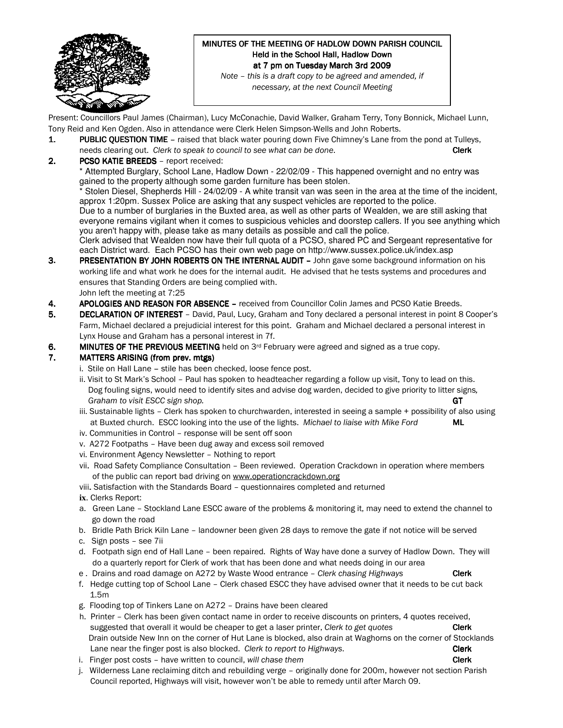**MINUTES OF THE MEETING OF HADLOW DOWN PARISH COUNCIL**
**Held in the School Hall, Hadlow Down**
**at 7 pm on Tuesday March 3rd 2009**

*Note – this is a draft copy to be agreed and amended, if necessary, at the next Council Meeting*

Present: Councillors Paul James (Chairman), Lucy McConachie, David Walker, Graham Terry, Tony Bonnick, Michael Lunn, Tony Reid and Ken Ogden. Also in attendance were Clerk Helen Simpson-Wells and John Roberts.

1. **PUBLIC QUESTION TIME** – raised that black water pouring down Five Chimney's Lane from the pond at Tulleys, needs clearing out. *Clerk to speak to council to see what can be done.* **Clerk**

2. **PCSO KATIE BREEDS** – report received:
   * Attempted Burglary, School Lane, Hadlow Down - 22/02/09 - This happened overnight and no entry was gained to the property although some garden furniture has been stolen.
   * Stolen Diesel, Shepherds Hill - 24/02/09 - A white transit van was seen in the area at the time of the incident, approx 1:20pm. Sussex Police are asking that any suspect vehicles are reported to the police.

   Due to a number of burglaries in the Buxted area, as well as other parts of Wealden, we are still asking that everyone remains vigilant when it comes to suspicious vehicles and doorstep callers. If you see anything which you aren't happy with, please take as many details as possible and call the police.

   Clerk advised that Wealden now have their full quota of a PCSO, shared PC and Sergeant representative for each District ward. Each PCSO has their own web page on http://www.sussex.police.uk/index.asp

3. **PRESENTATION BY JOHN ROBERTS ON THE INTERNAL AUDIT** – John gave some background information on his working life and what work he does for the internal audit. He advised that he tests systems and procedures and ensures that Standing Orders are being complied with.
   John left the meeting at 7:25

4. **APOLOGIES AND REASON FOR ABSENCE** – received from Councillor Colin James and PCSO Katie Breeds.

5. **DECLARATION OF INTEREST** – David, Paul, Lucy, Graham and Tony declared a personal interest in point 8 Cooper's Farm, Michael declared a prejudicial interest for this point. Graham and Michael declared a personal interest in Lynx House and Graham has a personal interest in 7f.

6. **MINUTES OF THE PREVIOUS MEETING** held on 3rd February were agreed and signed as a true copy.

7. **MATTERS ARISING (from prev. mtgs)**
   - i. Stile on Hall Lane – stile has been checked, loose fence post.
   - ii. Visit to St Mark's School – Paul has spoken to headteacher regarding a follow up visit, Tony to lead on this. Dog fouling signs, would need to identify sites and advise dog warden, decided to give priority to litter signs, *Graham to visit ESCC sign shop.* **GT**
   - iii. Sustainable lights – Clerk has spoken to churchwarden, interested in seeing a sample + possibility of also using at Buxted church. ESCC looking into the use of the lights. *Michael to liaise with Mike Ford* **ML**
   - iv. Communities in Control – response will be sent off soon
   - v. A272 Footpaths – Have been dug away and excess soil removed
   - vi. Environment Agency Newsletter – Nothing to report
   - vii. Road Safety Compliance Consultation – Been reviewed. Operation Crackdown in operation where members of the public can report bad driving on www.operationcrackdown.org
   - viii. Satisfaction with the Standards Board – questionnaires completed and returned
   - ix. Clerks Report:
     - a. Green Lane – Stockland Lane ESCC aware of the problems & monitoring it, may need to extend the channel to go down the road
     - b. Bridle Path Brick Kiln Lane – landowner been given 28 days to remove the gate if not notice will be served
     - c. Sign posts – see 7ii
     - d. Footpath sign end of Hall Lane – been repaired. Rights of Way have done a survey of Hadlow Down. They will do a quarterly report for Clerk of work that has been done and what needs doing in our area
     - e. Drains and road damage on A272 by Waste Wood entrance – *Clerk chasing Highways* **Clerk**
     - f. Hedge cutting top of School Lane – Clerk chased ESCC they have advised owner that it needs to be cut back 1.5m
     - g. Flooding top of Tinkers Lane on A272 – Drains have been cleared
     - h. Printer – Clerk has been given contact name in order to receive discounts on printers, 4 quotes received, suggested that overall it would be cheaper to get a laser printer, *Clerk to get quotes* **Clerk**
       Drain outside New Inn on the corner of Hut Lane is blocked, also drain at Waghorns on the corner of Stocklands Lane near the finger post is also blocked. *Clerk to report to Highways.* **Clerk**
     - i. Finger post costs – have written to council, *will chase them* **Clerk**
     - j. Wilderness Lane reclaiming ditch and rebuilding verge – originally done for 200m, however not section Parish Council reported, Highways will visit, however won't be able to remedy until after March 09.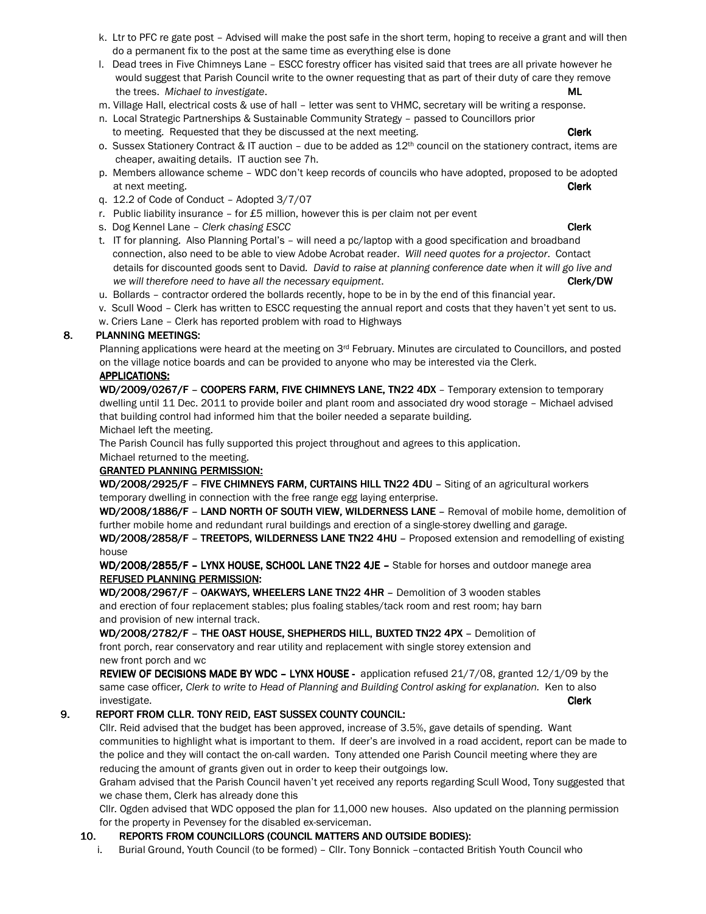- k. Ltr to PFC re gate post – Advised will make the post safe in the short term, hoping to receive a grant and will then do a permanent fix to the post at the same time as everything else is done
- l. Dead trees in Five Chimneys Lane – ESCC forestry officer has visited said that trees are all private however he would suggest that Parish Council write to the owner requesting that as part of their duty of care they remove the trees. *Michael to investigate*. **ML**
- m. Village Hall, electrical costs & use of hall – letter was sent to VHMC, secretary will be writing a response.
- n. Local Strategic Partnerships & Sustainable Community Strategy – passed to Councillors prior to meeting. Requested that they be discussed at the next meeting. **Clerk**
- o. Sussex Stationery Contract & IT auction – due to be added as 12th council on the stationery contract, items are cheaper, awaiting details. IT auction see 7h.
- p. Members allowance scheme – WDC don't keep records of councils who have adopted, proposed to be adopted at next meeting. **Clerk**
- q. 12.2 of Code of Conduct – Adopted 3/7/07
- r. Public liability insurance – for £5 million, however this is per claim not per event
- s. Dog Kennel Lane – *Clerk chasing ESCC* **Clerk**
- t. IT for planning. Also Planning Portal's – will need a pc/laptop with a good specification and broadband connection, also need to be able to view Adobe Acrobat reader. *Will need quotes for a projector*. Contact details for discounted goods sent to David. *David to raise at planning conference date when it will go live and we will therefore need to have all the necessary equipment*. **Clerk/DW**
- u. Bollards – contractor ordered the bollards recently, hope to be in by the end of this financial year.
- v. Scull Wood – Clerk has written to ESCC requesting the annual report and costs that they haven't yet sent to us.
- w. Criers Lane – Clerk has reported problem with road to Highways

## 8. PLANNING MEETINGS:

Planning applications were heard at the meeting on 3rd February. Minutes are circulated to Councillors, and posted on the village notice boards and can be provided to anyone who may be interested via the Clerk.

**APPLICATIONS:**

**WD/2009/0267/F – COOPERS FARM, FIVE CHIMNEYS LANE, TN22 4DX** – Temporary extension to temporary dwelling until 11 Dec. 2011 to provide boiler and plant room and associated dry wood storage – Michael advised that building control had informed him that the boiler needed a separate building.

Michael left the meeting.

The Parish Council has fully supported this project throughout and agrees to this application.

Michael returned to the meeting.

**GRANTED PLANNING PERMISSION:**

**WD/2008/2925/F – FIVE CHIMNEYS FARM, CURTAINS HILL TN22 4DU** – Siting of an agricultural workers temporary dwelling in connection with the free range egg laying enterprise.

**WD/2008/1886/F – LAND NORTH OF SOUTH VIEW, WILDERNESS LANE** – Removal of mobile home, demolition of further mobile home and redundant rural buildings and erection of a single-storey dwelling and garage.

**WD/2008/2858/F – TREETOPS, WILDERNESS LANE TN22 4HU** – Proposed extension and remodelling of existing house

**WD/2008/2855/F – LYNX HOUSE, SCHOOL LANE TN22 4JE –** Stable for horses and outdoor manege area

**REFUSED PLANNING PERMISSION:**

**WD/2008/2967/F – OAKWAYS, WHEELERS LANE TN22 4HR** – Demolition of 3 wooden stables and erection of four replacement stables; plus foaling stables/tack room and rest room; hay barn and provision of new internal track.

**WD/2008/2782/F – THE OAST HOUSE, SHEPHERDS HILL, BUXTED TN22 4PX** – Demolition of front porch, rear conservatory and rear utility and replacement with single storey extension and new front porch and wc

**REVIEW OF DECISIONS MADE BY WDC – LYNX HOUSE -** application refused 21/7/08, granted 12/1/09 by the same case officer*, Clerk to write to Head of Planning and Building Control asking for explanation.* Ken to also investigate. **Clerk**

## 9. REPORT FROM CLLR. TONY REID, EAST SUSSEX COUNTY COUNCIL:

Cllr. Reid advised that the budget has been approved, increase of 3.5%, gave details of spending. Want communities to highlight what is important to them. If deer's are involved in a road accident, report can be made to the police and they will contact the on-call warden. Tony attended one Parish Council meeting where they are reducing the amount of grants given out in order to keep their outgoings low.

Graham advised that the Parish Council haven't yet received any reports regarding Scull Wood, Tony suggested that we chase them, Clerk has already done this

Cllr. Ogden advised that WDC opposed the plan for 11,000 new houses. Also updated on the planning permission for the property in Pevensey for the disabled ex-serviceman.

## 10. REPORTS FROM COUNCILLORS (COUNCIL MATTERS AND OUTSIDE BODIES):

- i. Burial Ground, Youth Council (to be formed) – Cllr. Tony Bonnick –contacted British Youth Council who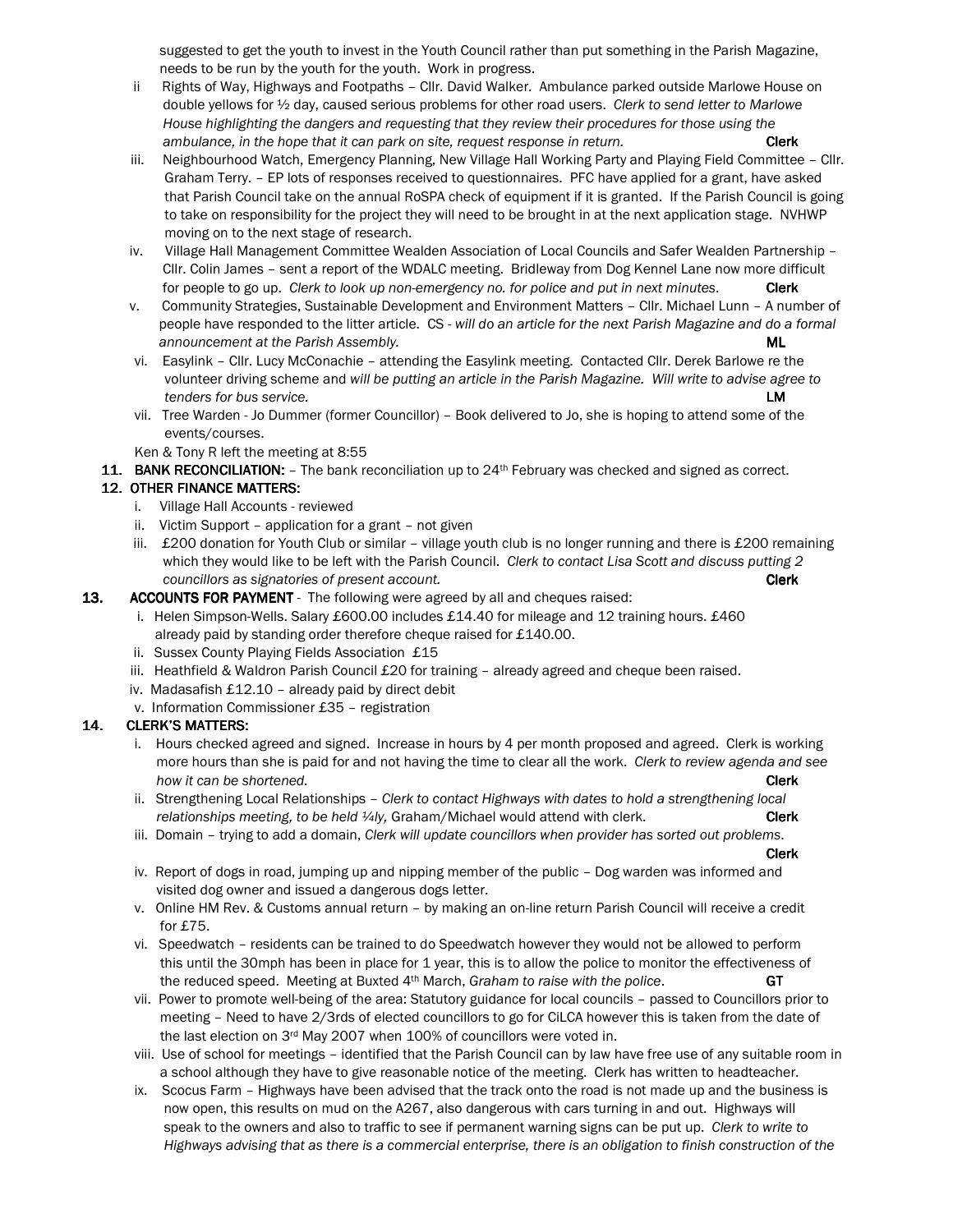suggested to get the youth to invest in the Youth Council rather than put something in the Parish Magazine, needs to be run by the youth for the youth. Work in progress.

- ii Rights of Way, Highways and Footpaths – Cllr. David Walker. Ambulance parked outside Marlowe House on double yellows for ½ day, caused serious problems for other road users. *Clerk to send letter to Marlowe House highlighting the dangers and requesting that they review their procedures for those using the ambulance, in the hope that it can park on site, request response in return.* **Clerk**
- iii. Neighbourhood Watch, Emergency Planning, New Village Hall Working Party and Playing Field Committee – Cllr. Graham Terry. – EP lots of responses received to questionnaires. PFC have applied for a grant, have asked that Parish Council take on the annual RoSPA check of equipment if it is granted. If the Parish Council is going to take on responsibility for the project they will need to be brought in at the next application stage. NVHWP moving on to the next stage of research.
- iv. Village Hall Management Committee Wealden Association of Local Councils and Safer Wealden Partnership – Cllr. Colin James – sent a report of the WDALC meeting. Bridleway from Dog Kennel Lane now more difficult for people to go up. *Clerk to look up non-emergency no. for police and put in next minutes.* **Clerk**
- v. Community Strategies, Sustainable Development and Environment Matters – Cllr. Michael Lunn – A number of people have responded to the litter article. CS - *will do an article for the next Parish Magazine and do a formal announcement at the Parish Assembly.* **ML**
- vi. Easylink – Cllr. Lucy McConachie – attending the Easylink meeting. Contacted Cllr. Derek Barlowe re the volunteer driving scheme and *will be putting an article in the Parish Magazine. Will write to advise agree to tenders for bus service.* **LM**
- vii. Tree Warden - Jo Dummer (former Councillor) – Book delivered to Jo, she is hoping to attend some of the events/courses.

Ken & Tony R left the meeting at 8:55

**11. BANK RECONCILIATION:** – The bank reconciliation up to 24th February was checked and signed as correct.

**12. OTHER FINANCE MATTERS:**

- i. Village Hall Accounts - reviewed
- ii. Victim Support – application for a grant – not given
- iii. £200 donation for Youth Club or similar – village youth club is no longer running and there is £200 remaining which they would like to be left with the Parish Council. *Clerk to contact Lisa Scott and discuss putting 2 councillors as signatories of present account.* **Clerk**

**13. ACCOUNTS FOR PAYMENT** - The following were agreed by all and cheques raised:

- i. Helen Simpson-Wells. Salary £600.00 includes £14.40 for mileage and 12 training hours. £460 already paid by standing order therefore cheque raised for £140.00.
- ii. Sussex County Playing Fields Association £15
- iii. Heathfield & Waldron Parish Council £20 for training – already agreed and cheque been raised.
- iv. Madasafish £12.10 – already paid by direct debit
- v. Information Commissioner £35 – registration

**14. CLERK'S MATTERS:**

- i. Hours checked agreed and signed. Increase in hours by 4 per month proposed and agreed. Clerk is working more hours than she is paid for and not having the time to clear all the work. *Clerk to review agenda and see how it can be shortened.* **Clerk**
- ii. Strengthening Local Relationships – *Clerk to contact Highways with dates to hold a strengthening local relationships meeting, to be held ¼ly,* Graham/Michael would attend with clerk. **Clerk**
- iii. Domain – trying to add a domain, *Clerk will update councillors when provider has sorted out problems.* **Clerk**
- iv. Report of dogs in road, jumping up and nipping member of the public – Dog warden was informed and visited dog owner and issued a dangerous dogs letter.
- v. Online HM Rev. & Customs annual return – by making an on-line return Parish Council will receive a credit for £75.
- vi. Speedwatch – residents can be trained to do Speedwatch however they would not be allowed to perform this until the 30mph has been in place for 1 year, this is to allow the police to monitor the effectiveness of the reduced speed. Meeting at Buxted 4th March, *Graham to raise with the police*. **GT**
- vii. Power to promote well-being of the area: Statutory guidance for local councils – passed to Councillors prior to meeting – Need to have 2/3rds of elected councillors to go for CiLCA however this is taken from the date of the last election on 3rd May 2007 when 100% of councillors were voted in.
- viii. Use of school for meetings – identified that the Parish Council can by law have free use of any suitable room in a school although they have to give reasonable notice of the meeting. Clerk has written to headteacher.
- ix. Scocus Farm – Highways have been advised that the track onto the road is not made up and the business is now open, this results on mud on the A267, also dangerous with cars turning in and out. Highways will speak to the owners and also to traffic to see if permanent warning signs can be put up. *Clerk to write to Highways advising that as there is a commercial enterprise, there is an obligation to finish construction of the*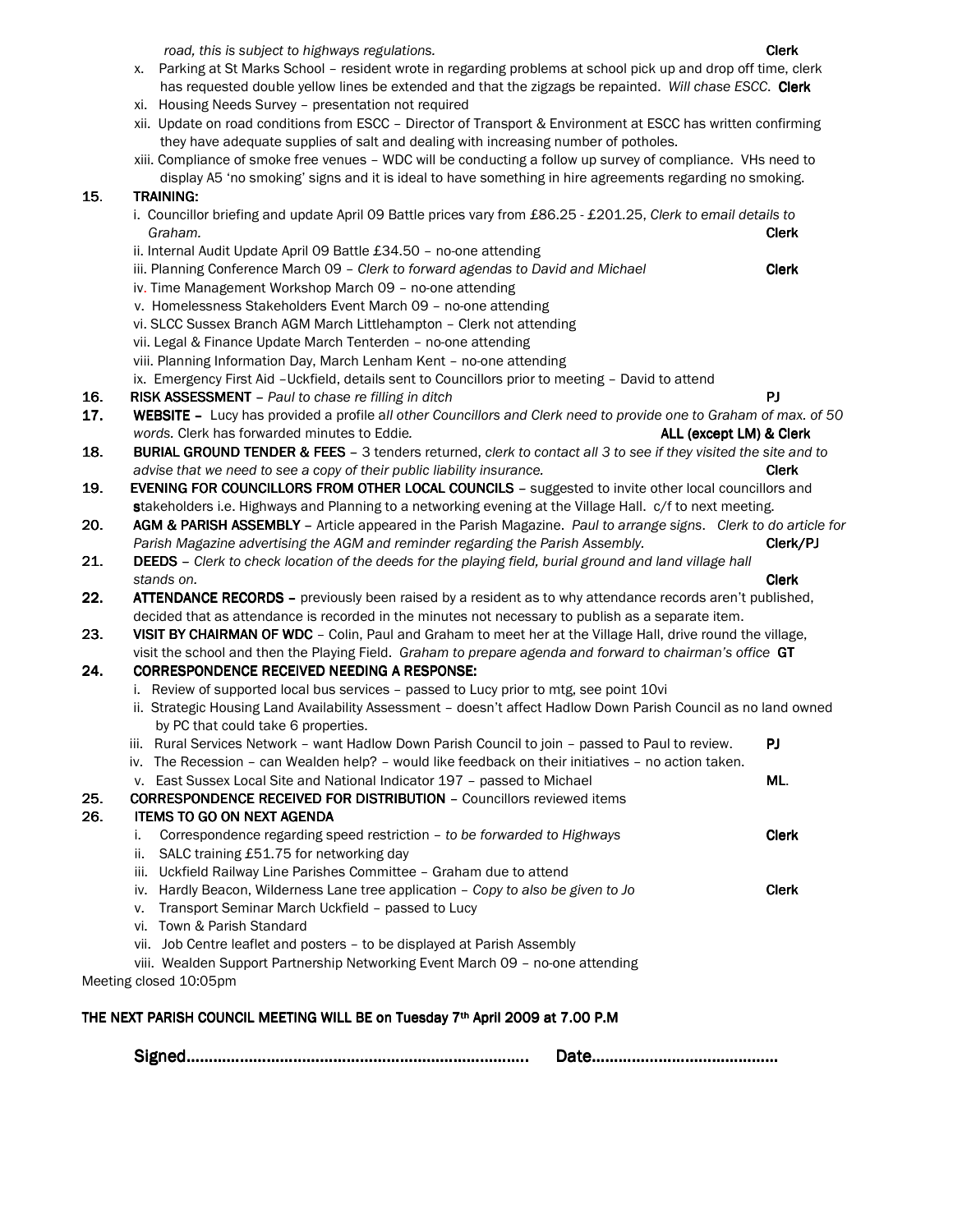*road, this is subject to highways regulations.* **Clerk**

x. Parking at St Marks School – resident wrote in regarding problems at school pick up and drop off time, clerk has requested double yellow lines be extended and that the zigzags be repainted. *Will chase ESCC.* **Clerk**

xi. Housing Needs Survey – presentation not required

xii. Update on road conditions from ESCC – Director of Transport & Environment at ESCC has written confirming they have adequate supplies of salt and dealing with increasing number of potholes.

xiii. Compliance of smoke free venues – WDC will be conducting a follow up survey of compliance. VHs need to display A5 'no smoking' signs and it is ideal to have something in hire agreements regarding no smoking.

**15. TRAINING:**

i. Councillor briefing and update April 09 Battle prices vary from £86.25 - £201.25, *Clerk to email details to Graham.* **Clerk**

ii. Internal Audit Update April 09 Battle £34.50 – no-one attending

iii. Planning Conference March 09 – *Clerk to forward agendas to David and Michael* **Clerk**

iv. Time Management Workshop March 09 – no-one attending

v. Homelessness Stakeholders Event March 09 – no-one attending

vi. SLCC Sussex Branch AGM March Littlehampton – Clerk not attending

vii. Legal & Finance Update March Tenterden – no-one attending

viii. Planning Information Day, March Lenham Kent – no-one attending

ix. Emergency First Aid –Uckfield, details sent to Councillors prior to meeting – David to attend

**16. RISK ASSESSMENT** – *Paul to chase re filling in ditch* **PJ**

**17. WEBSITE –** Lucy has provided a profile *all other Councillors and Clerk need to provide one to Graham of max. of 50 words.* Clerk has forwarded minutes to Eddie. **ALL (except LM) & Clerk**

**18. BURIAL GROUND TENDER & FEES** – 3 tenders returned, *clerk to contact all 3 to see if they visited the site and to advise that we need to see a copy of their public liability insurance.* **Clerk**

**19. EVENING FOR COUNCILLORS FROM OTHER LOCAL COUNCILS** – suggested to invite other local councillors and **s**takeholders i.e. Highways and Planning to a networking evening at the Village Hall. c/f to next meeting.

**20. AGM & PARISH ASSEMBLY** – Article appeared in the Parish Magazine. *Paul to arrange signs. Clerk to do article for Parish Magazine advertising the AGM and reminder regarding the Parish Assembly.* **Clerk/PJ**

**21. DEEDS** – *Clerk to check location of the deeds for the playing field, burial ground and land village hall stands on.* **Clerk**

**22. ATTENDANCE RECORDS –** previously been raised by a resident as to why attendance records aren't published, decided that as attendance is recorded in the minutes not necessary to publish as a separate item.

**23. VISIT BY CHAIRMAN OF WDC** – Colin, Paul and Graham to meet her at the Village Hall, drive round the village, visit the school and then the Playing Field. *Graham to prepare agenda and forward to chairman's office* **GT**

**24. CORRESPONDENCE RECEIVED NEEDING A RESPONSE:**

i. Review of supported local bus services – passed to Lucy prior to mtg, see point 10vi

ii. Strategic Housing Land Availability Assessment – doesn't affect Hadlow Down Parish Council as no land owned by PC that could take 6 properties.

iii. Rural Services Network – want Hadlow Down Parish Council to join – passed to Paul to review. **PJ**

iv. The Recession – can Wealden help? – would like feedback on their initiatives – no action taken.

v. East Sussex Local Site and National Indicator 197 – passed to Michael **ML**.

**25. CORRESPONDENCE RECEIVED FOR DISTRIBUTION** – Councillors reviewed items

**26. ITEMS TO GO ON NEXT AGENDA**

i. Correspondence regarding speed restriction – *to be forwarded to Highways* **Clerk**

ii. SALC training £51.75 for networking day

iii. Uckfield Railway Line Parishes Committee – Graham due to attend

iv. Hardly Beacon, Wilderness Lane tree application – *Copy to also be given to Jo* **Clerk**

v. Transport Seminar March Uckfield – passed to Lucy

vi. Town & Parish Standard

vii. Job Centre leaflet and posters – to be displayed at Parish Assembly

viii. Wealden Support Partnership Networking Event March 09 – no-one attending

Meeting closed 10:05pm

**THE NEXT PARISH COUNCIL MEETING WILL BE on Tuesday 7th April 2009 at 7.00 P.M**

Signed…………………………………………………………………. Date……………………………………